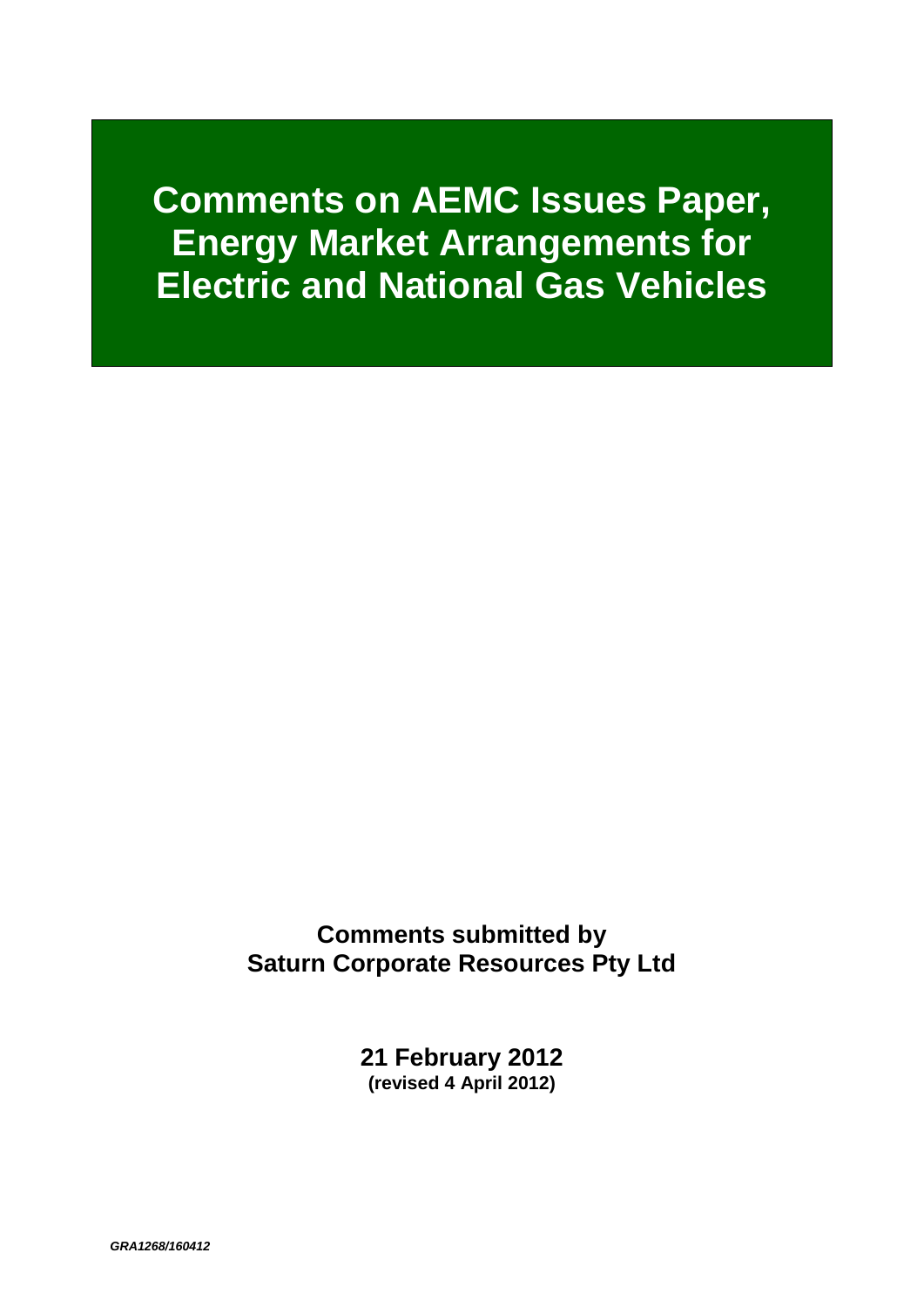# Comments on AEMC Issues Paper, Energy Market Arrangements for Electric and National Gas Vehicles

**Comments submitted by Saturn Corporate Resources Pty Ltd**

**21 February 2012**
**(revised 4 April 2012)**

*GRA1268/160412*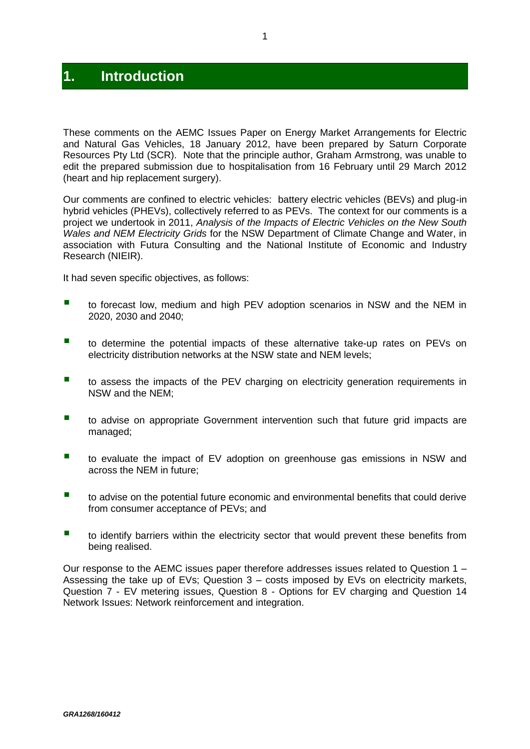# 1. Introduction

These comments on the AEMC Issues Paper on Energy Market Arrangements for Electric and Natural Gas Vehicles, 18 January 2012, have been prepared by Saturn Corporate Resources Pty Ltd (SCR). Note that the principle author, Graham Armstrong, was unable to edit the prepared submission due to hospitalisation from 16 February until 29 March 2012 (heart and hip replacement surgery).

Our comments are confined to electric vehicles: battery electric vehicles (BEVs) and plug-in hybrid vehicles (PHEVs), collectively referred to as PEVs. The context for our comments is a project we undertook in 2011, *Analysis of the Impacts of Electric Vehicles on the New South Wales and NEM Electricity Grids* for the NSW Department of Climate Change and Water, in association with Futura Consulting and the National Institute of Economic and Industry Research (NIEIR).

It had seven specific objectives, as follows:

- to forecast low, medium and high PEV adoption scenarios in NSW and the NEM in 2020, 2030 and 2040;
- to determine the potential impacts of these alternative take-up rates on PEVs on electricity distribution networks at the NSW state and NEM levels;
- to assess the impacts of the PEV charging on electricity generation requirements in NSW and the NEM;
- to advise on appropriate Government intervention such that future grid impacts are managed;
- to evaluate the impact of EV adoption on greenhouse gas emissions in NSW and across the NEM in future;
- to advise on the potential future economic and environmental benefits that could derive from consumer acceptance of PEVs; and
- to identify barriers within the electricity sector that would prevent these benefits from being realised.

Our response to the AEMC issues paper therefore addresses issues related to Question 1 – Assessing the take up of EVs; Question 3 – costs imposed by EVs on electricity markets, Question 7 - EV metering issues, Question 8 - Options for EV charging and Question 14 Network Issues: Network reinforcement and integration.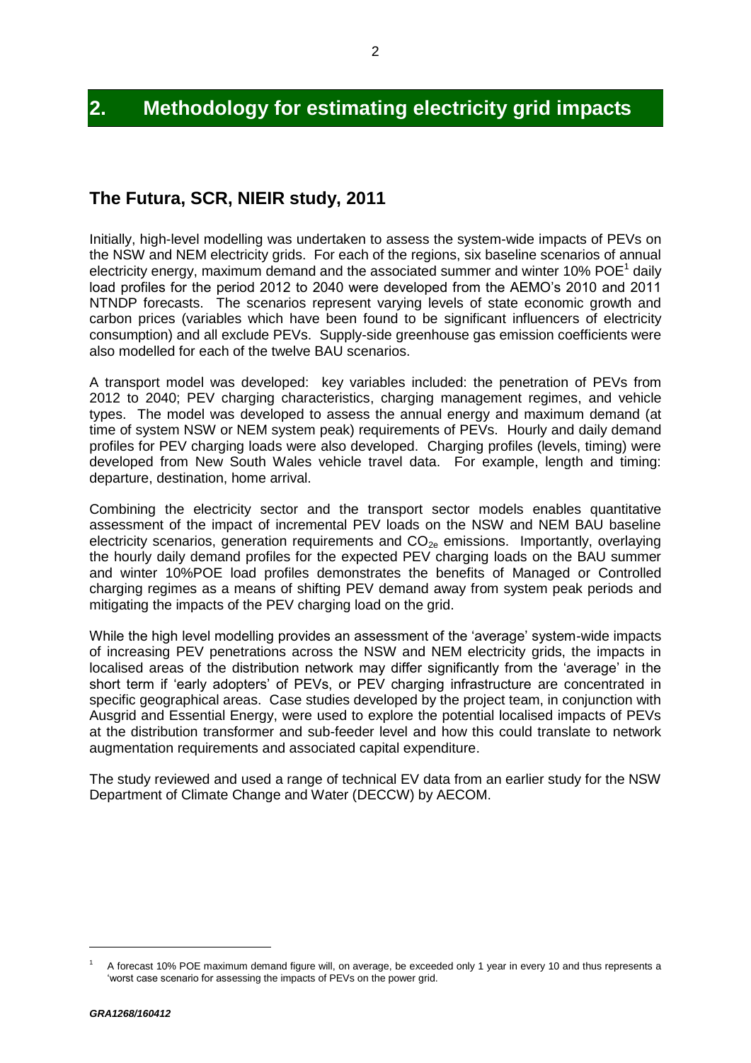# 2. Methodology for estimating electricity grid impacts

## The Futura, SCR, NIEIR study, 2011

Initially, high-level modelling was undertaken to assess the system-wide impacts of PEVs on the NSW and NEM electricity grids. For each of the regions, six baseline scenarios of annual electricity energy, maximum demand and the associated summer and winter 10% POE[1] daily load profiles for the period 2012 to 2040 were developed from the AEMO's 2010 and 2011 NTNDP forecasts. The scenarios represent varying levels of state economic growth and carbon prices (variables which have been found to be significant influencers of electricity consumption) and all exclude PEVs. Supply-side greenhouse gas emission coefficients were also modelled for each of the twelve BAU scenarios.

A transport model was developed: key variables included: the penetration of PEVs from 2012 to 2040; PEV charging characteristics, charging management regimes, and vehicle types. The model was developed to assess the annual energy and maximum demand (at time of system NSW or NEM system peak) requirements of PEVs. Hourly and daily demand profiles for PEV charging loads were also developed. Charging profiles (levels, timing) were developed from New South Wales vehicle travel data. For example, length and timing: departure, destination, home arrival.

Combining the electricity sector and the transport sector models enables quantitative assessment of the impact of incremental PEV loads on the NSW and NEM BAU baseline electricity scenarios, generation requirements and $CO_{2e}$ emissions. Importantly, overlaying the hourly daily demand profiles for the expected PEV charging loads on the BAU summer and winter 10%POE load profiles demonstrates the benefits of Managed or Controlled charging regimes as a means of shifting PEV demand away from system peak periods and mitigating the impacts of the PEV charging load on the grid.

While the high level modelling provides an assessment of the 'average' system-wide impacts of increasing PEV penetrations across the NSW and NEM electricity grids, the impacts in localised areas of the distribution network may differ significantly from the 'average' in the short term if 'early adopters' of PEVs, or PEV charging infrastructure are concentrated in specific geographical areas. Case studies developed by the project team, in conjunction with Ausgrid and Essential Energy, were used to explore the potential localised impacts of PEVs at the distribution transformer and sub-feeder level and how this could translate to network augmentation requirements and associated capital expenditure.

The study reviewed and used a range of technical EV data from an earlier study for the NSW Department of Climate Change and Water (DECCW) by AECOM.

[1] A forecast 10% POE maximum demand figure will, on average, be exceeded only 1 year in every 10 and thus represents a 'worst case scenario for assessing the impacts of PEVs on the power grid.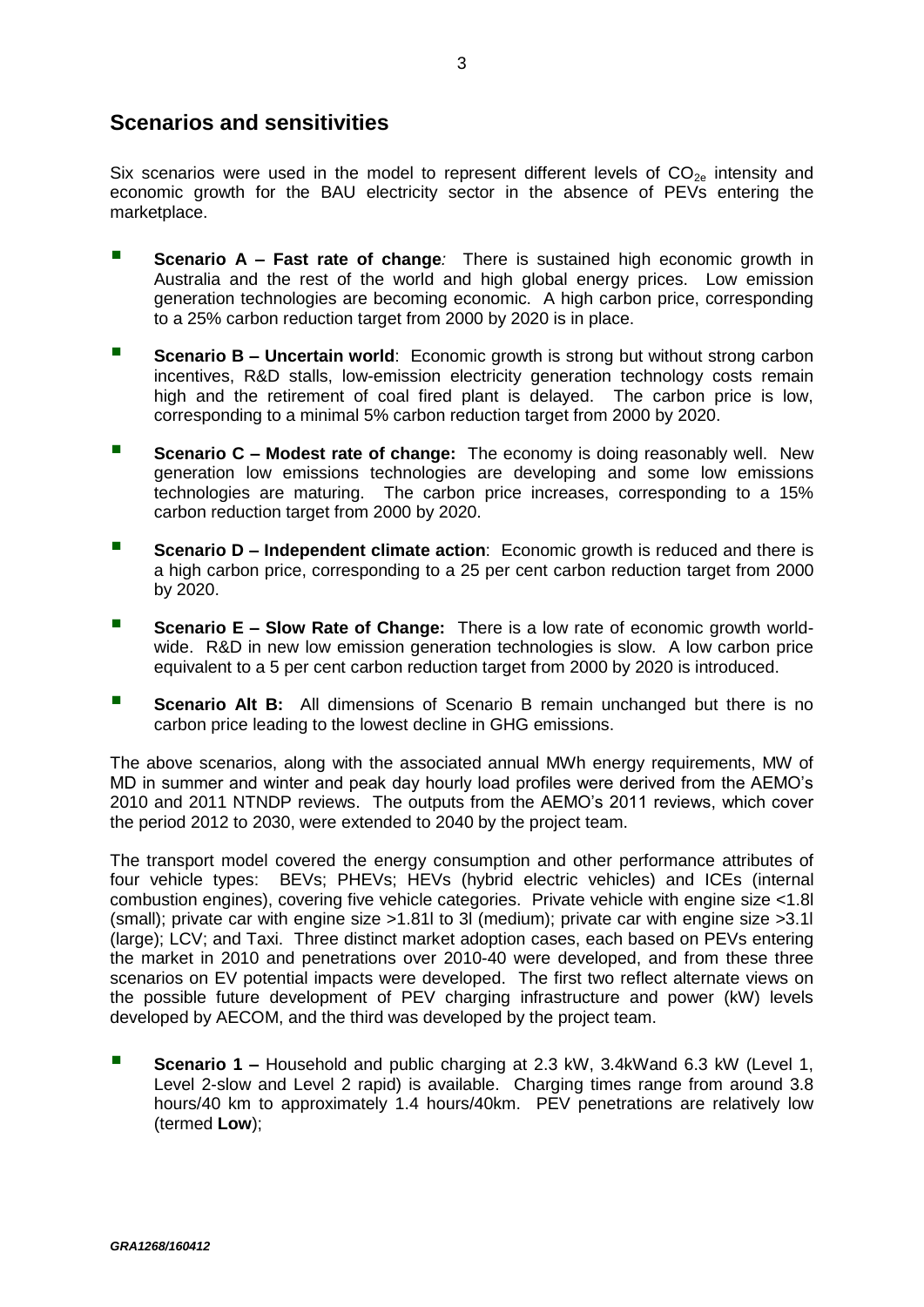## Scenarios and sensitivities

Six scenarios were used in the model to represent different levels of $CO_{2e}$ intensity and economic growth for the BAU electricity sector in the absence of PEVs entering the marketplace.

- **Scenario A – Fast rate of change***:* There is sustained high economic growth in Australia and the rest of the world and high global energy prices. Low emission generation technologies are becoming economic. A high carbon price, corresponding to a 25% carbon reduction target from 2000 by 2020 is in place.
- **Scenario B – Uncertain world**: Economic growth is strong but without strong carbon incentives, R&D stalls, low-emission electricity generation technology costs remain high and the retirement of coal fired plant is delayed. The carbon price is low, corresponding to a minimal 5% carbon reduction target from 2000 by 2020.
- **Scenario C – Modest rate of change:** The economy is doing reasonably well. New generation low emissions technologies are developing and some low emissions technologies are maturing. The carbon price increases, corresponding to a 15% carbon reduction target from 2000 by 2020.
- **Scenario D – Independent climate action**: Economic growth is reduced and there is a high carbon price, corresponding to a 25 per cent carbon reduction target from 2000 by 2020.
- **Scenario E – Slow Rate of Change:** There is a low rate of economic growth world-wide. R&D in new low emission generation technologies is slow. A low carbon price equivalent to a 5 per cent carbon reduction target from 2000 by 2020 is introduced.
- **Scenario Alt B:** All dimensions of Scenario B remain unchanged but there is no carbon price leading to the lowest decline in GHG emissions.

The above scenarios, along with the associated annual MWh energy requirements, MW of MD in summer and winter and peak day hourly load profiles were derived from the AEMO's 2010 and 2011 NTNDP reviews. The outputs from the AEMO's 2011 reviews, which cover the period 2012 to 2030, were extended to 2040 by the project team.

The transport model covered the energy consumption and other performance attributes of four vehicle types: BEVs; PHEVs; HEVs (hybrid electric vehicles) and ICEs (internal combustion engines), covering five vehicle categories. Private vehicle with engine size <1.8l (small); private car with engine size >1.81l to 3l (medium); private car with engine size >3.1l (large); LCV; and Taxi. Three distinct market adoption cases, each based on PEVs entering the market in 2010 and penetrations over 2010-40 were developed, and from these three scenarios on EV potential impacts were developed. The first two reflect alternate views on the possible future development of PEV charging infrastructure and power (kW) levels developed by AECOM, and the third was developed by the project team.

- **Scenario 1 –** Household and public charging at 2.3 kW, 3.4kWand 6.3 kW (Level 1, Level 2-slow and Level 2 rapid) is available. Charging times range from around 3.8 hours/40 km to approximately 1.4 hours/40km. PEV penetrations are relatively low (termed **Low**);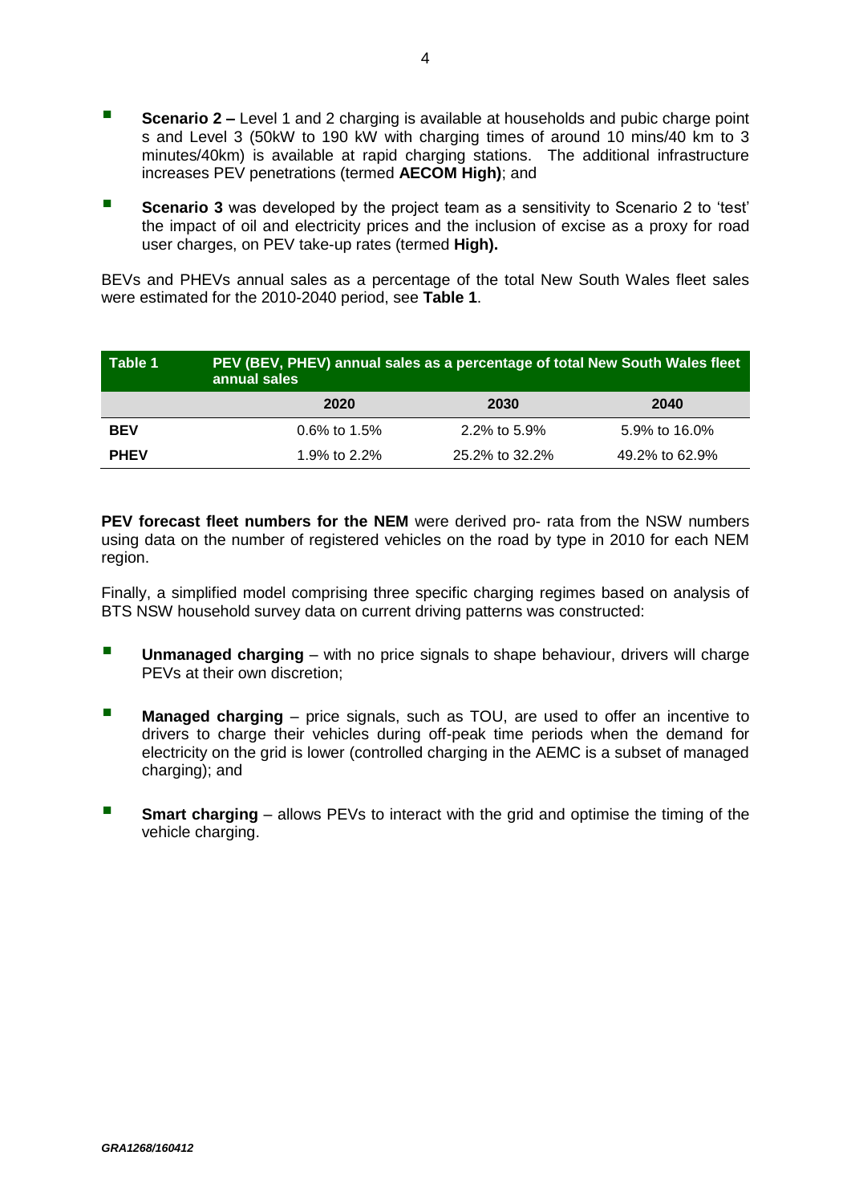- **Scenario 2 –** Level 1 and 2 charging is available at households and pubic charge point s and Level 3 (50kW to 190 kW with charging times of around 10 mins/40 km to 3 minutes/40km) is available at rapid charging stations. The additional infrastructure increases PEV penetrations (termed **AECOM High)**; and
- **Scenario 3** was developed by the project team as a sensitivity to Scenario 2 to 'test' the impact of oil and electricity prices and the inclusion of excise as a proxy for road user charges, on PEV take-up rates (termed **High).**

BEVs and PHEVs annual sales as a percentage of the total New South Wales fleet sales were estimated for the 2010-2040 period, see **Table 1**.

| **Table 1** | **PEV (BEV, PHEV) annual sales as a percentage of total New South Wales fleet annual sales** | | |
|---|---|---|---|
| | **2020** | **2030** | **2040** |
| **BEV** | 0.6% to 1.5% | 2.2% to 5.9% | 5.9% to 16.0% |
| **PHEV** | 1.9% to 2.2% | 25.2% to 32.2% | 49.2% to 62.9% |

**PEV forecast fleet numbers for the NEM** were derived pro- rata from the NSW numbers using data on the number of registered vehicles on the road by type in 2010 for each NEM region.

Finally, a simplified model comprising three specific charging regimes based on analysis of BTS NSW household survey data on current driving patterns was constructed:

- **Unmanaged charging** – with no price signals to shape behaviour, drivers will charge PEVs at their own discretion;
- **Managed charging** – price signals, such as TOU, are used to offer an incentive to drivers to charge their vehicles during off-peak time periods when the demand for electricity on the grid is lower (controlled charging in the AEMC is a subset of managed charging); and
- **Smart charging** – allows PEVs to interact with the grid and optimise the timing of the vehicle charging.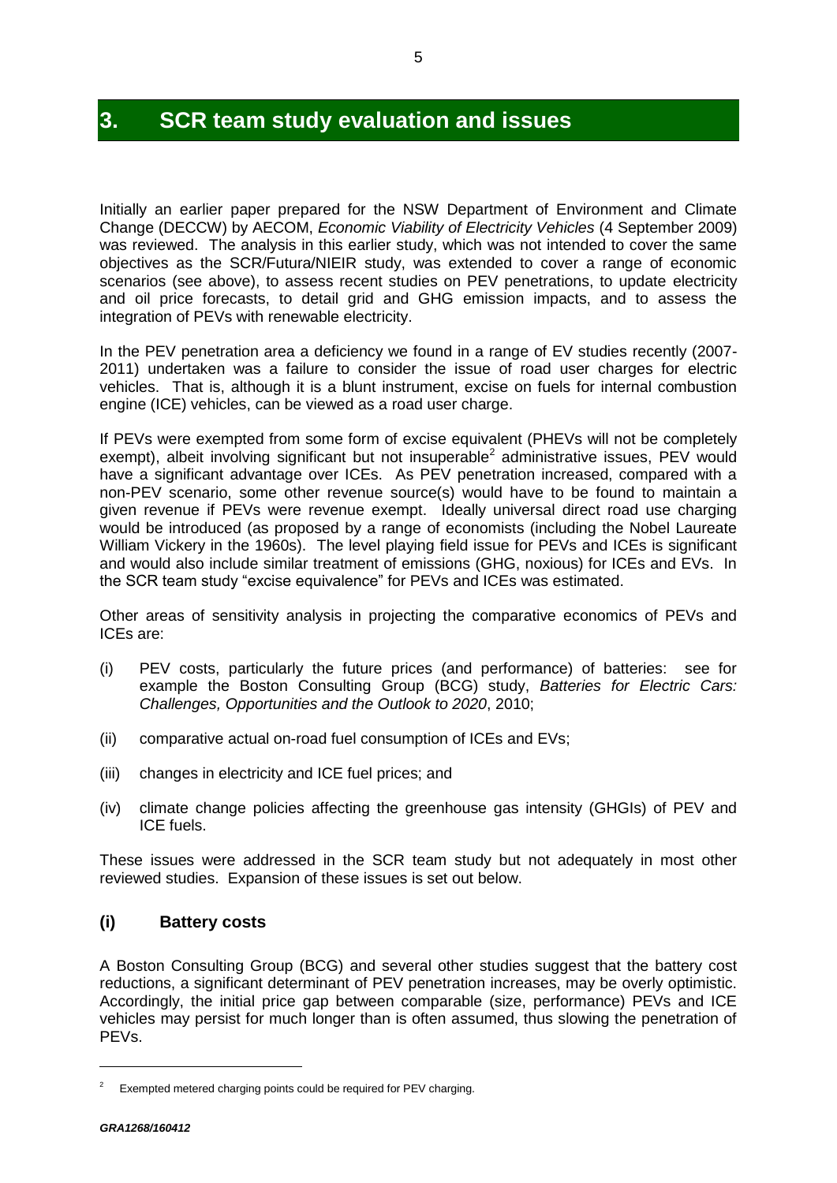# 3. SCR team study evaluation and issues

Initially an earlier paper prepared for the NSW Department of Environment and Climate Change (DECCW) by AECOM, *Economic Viability of Electricity Vehicles* (4 September 2009) was reviewed. The analysis in this earlier study, which was not intended to cover the same objectives as the SCR/Futura/NIEIR study, was extended to cover a range of economic scenarios (see above), to assess recent studies on PEV penetrations, to update electricity and oil price forecasts, to detail grid and GHG emission impacts, and to assess the integration of PEVs with renewable electricity.

In the PEV penetration area a deficiency we found in a range of EV studies recently (2007-2011) undertaken was a failure to consider the issue of road user charges for electric vehicles. That is, although it is a blunt instrument, excise on fuels for internal combustion engine (ICE) vehicles, can be viewed as a road user charge.

If PEVs were exempted from some form of excise equivalent (PHEVs will not be completely exempt), albeit involving significant but not insuperable[2] administrative issues, PEV would have a significant advantage over ICEs. As PEV penetration increased, compared with a non-PEV scenario, some other revenue source(s) would have to be found to maintain a given revenue if PEVs were revenue exempt. Ideally universal direct road use charging would be introduced (as proposed by a range of economists (including the Nobel Laureate William Vickery in the 1960s). The level playing field issue for PEVs and ICEs is significant and would also include similar treatment of emissions (GHG, noxious) for ICEs and EVs. In the SCR team study "excise equivalence" for PEVs and ICEs was estimated.

Other areas of sensitivity analysis in projecting the comparative economics of PEVs and ICEs are:

(i) PEV costs, particularly the future prices (and performance) of batteries: see for example the Boston Consulting Group (BCG) study, *Batteries for Electric Cars: Challenges, Opportunities and the Outlook to 2020*, 2010;

(ii) comparative actual on-road fuel consumption of ICEs and EVs;

(iii) changes in electricity and ICE fuel prices; and

(iv) climate change policies affecting the greenhouse gas intensity (GHGIs) of PEV and ICE fuels.

These issues were addressed in the SCR team study but not adequately in most other reviewed studies. Expansion of these issues is set out below.

## (i) Battery costs

A Boston Consulting Group (BCG) and several other studies suggest that the battery cost reductions, a significant determinant of PEV penetration increases, may be overly optimistic. Accordingly, the initial price gap between comparable (size, performance) PEVs and ICE vehicles may persist for much longer than is often assumed, thus slowing the penetration of PEVs.

---

[2] Exempted metered charging points could be required for PEV charging.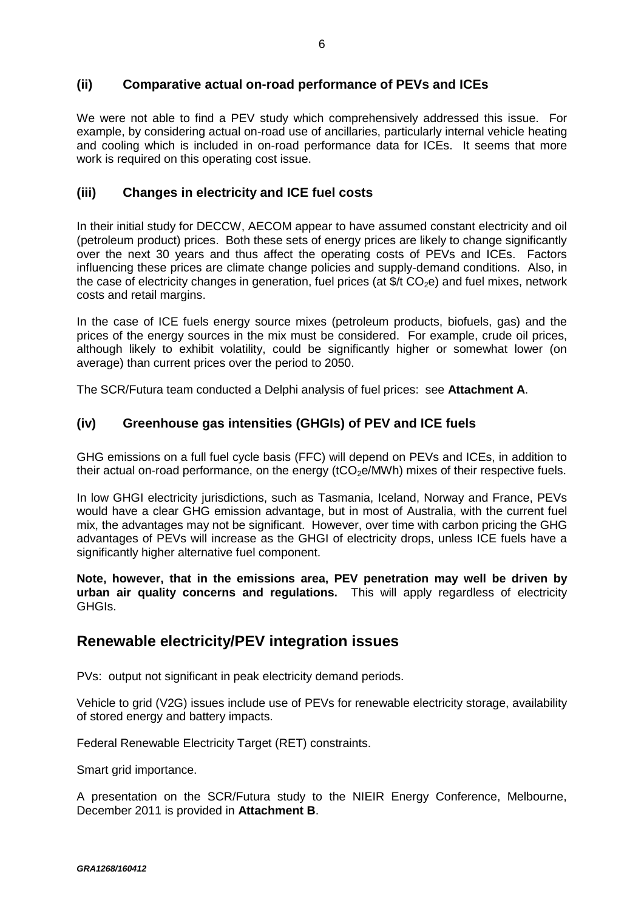### (ii) Comparative actual on-road performance of PEVs and ICEs

We were not able to find a PEV study which comprehensively addressed this issue. For example, by considering actual on-road use of ancillaries, particularly internal vehicle heating and cooling which is included in on-road performance data for ICEs. It seems that more work is required on this operating cost issue.

### (iii) Changes in electricity and ICE fuel costs

In their initial study for DECCW, AECOM appear to have assumed constant electricity and oil (petroleum product) prices. Both these sets of energy prices are likely to change significantly over the next 30 years and thus affect the operating costs of PEVs and ICEs. Factors influencing these prices are climate change policies and supply-demand conditions. Also, in the case of electricity changes in generation, fuel prices (at \$/t $CO_2$e) and fuel mixes, network costs and retail margins.

In the case of ICE fuels energy source mixes (petroleum products, biofuels, gas) and the prices of the energy sources in the mix must be considered. For example, crude oil prices, although likely to exhibit volatility, could be significantly higher or somewhat lower (on average) than current prices over the period to 2050.

The SCR/Futura team conducted a Delphi analysis of fuel prices: see **Attachment A**.

### (iv) Greenhouse gas intensities (GHGIs) of PEV and ICE fuels

GHG emissions on a full fuel cycle basis (FFC) will depend on PEVs and ICEs, in addition to their actual on-road performance, on the energy (t$CO_2$e/MWh) mixes of their respective fuels.

In low GHGI electricity jurisdictions, such as Tasmania, Iceland, Norway and France, PEVs would have a clear GHG emission advantage, but in most of Australia, with the current fuel mix, the advantages may not be significant. However, over time with carbon pricing the GHG advantages of PEVs will increase as the GHGI of electricity drops, unless ICE fuels have a significantly higher alternative fuel component.

**Note, however, that in the emissions area, PEV penetration may well be driven by urban air quality concerns and regulations.** This will apply regardless of electricity GHGIs.

## Renewable electricity/PEV integration issues

PVs: output not significant in peak electricity demand periods.

Vehicle to grid (V2G) issues include use of PEVs for renewable electricity storage, availability of stored energy and battery impacts.

Federal Renewable Electricity Target (RET) constraints.

Smart grid importance.

A presentation on the SCR/Futura study to the NIEIR Energy Conference, Melbourne, December 2011 is provided in **Attachment B**.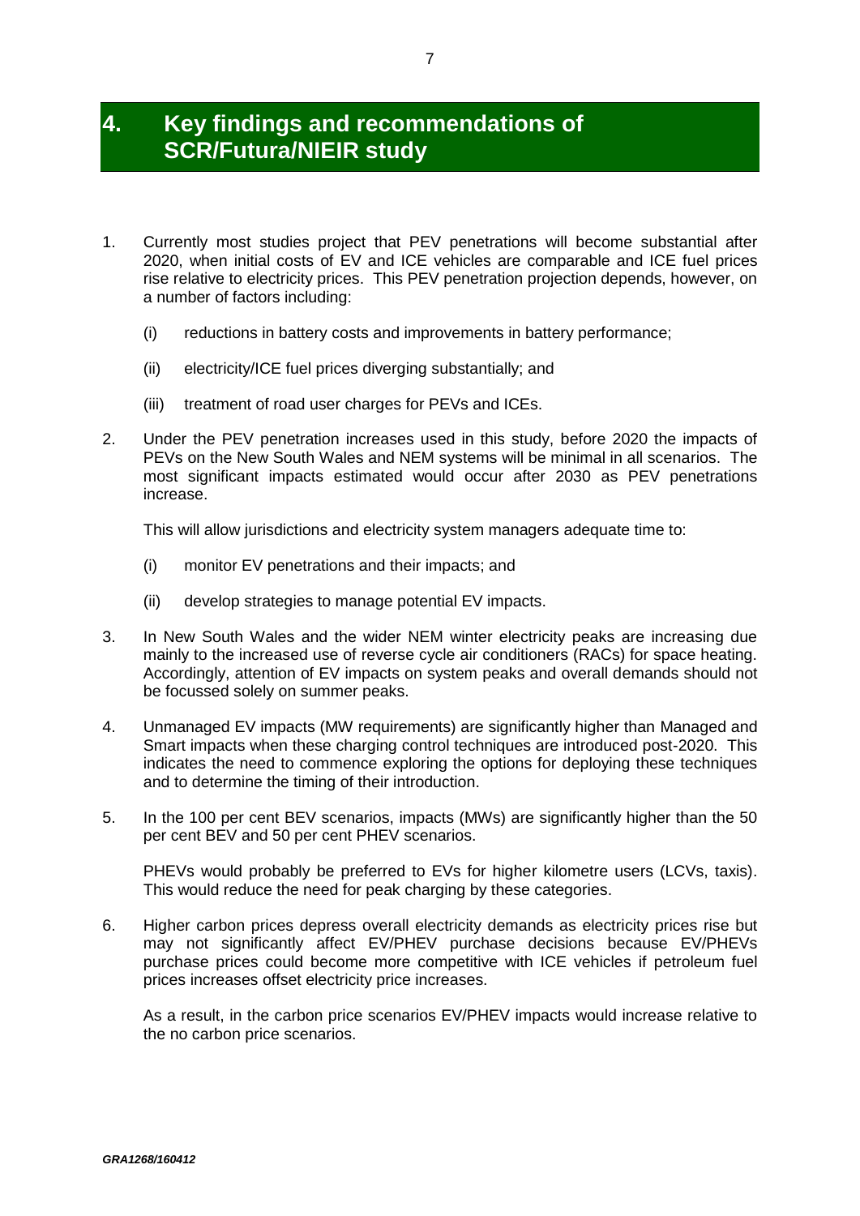# 4. Key findings and recommendations of SCR/Futura/NIEIR study

1. Currently most studies project that PEV penetrations will become substantial after 2020, when initial costs of EV and ICE vehicles are comparable and ICE fuel prices rise relative to electricity prices. This PEV penetration projection depends, however, on a number of factors including:

   (i) reductions in battery costs and improvements in battery performance;

   (ii) electricity/ICE fuel prices diverging substantially; and

   (iii) treatment of road user charges for PEVs and ICEs.

2. Under the PEV penetration increases used in this study, before 2020 the impacts of PEVs on the New South Wales and NEM systems will be minimal in all scenarios. The most significant impacts estimated would occur after 2030 as PEV penetrations increase.

   This will allow jurisdictions and electricity system managers adequate time to:

   (i) monitor EV penetrations and their impacts; and

   (ii) develop strategies to manage potential EV impacts.

3. In New South Wales and the wider NEM winter electricity peaks are increasing due mainly to the increased use of reverse cycle air conditioners (RACs) for space heating. Accordingly, attention of EV impacts on system peaks and overall demands should not be focussed solely on summer peaks.

4. Unmanaged EV impacts (MW requirements) are significantly higher than Managed and Smart impacts when these charging control techniques are introduced post-2020. This indicates the need to commence exploring the options for deploying these techniques and to determine the timing of their introduction.

5. In the 100 per cent BEV scenarios, impacts (MWs) are significantly higher than the 50 per cent BEV and 50 per cent PHEV scenarios.

   PHEVs would probably be preferred to EVs for higher kilometre users (LCVs, taxis). This would reduce the need for peak charging by these categories.

6. Higher carbon prices depress overall electricity demands as electricity prices rise but may not significantly affect EV/PHEV purchase decisions because EV/PHEVs purchase prices could become more competitive with ICE vehicles if petroleum fuel prices increases offset electricity price increases.

   As a result, in the carbon price scenarios EV/PHEV impacts would increase relative to the no carbon price scenarios.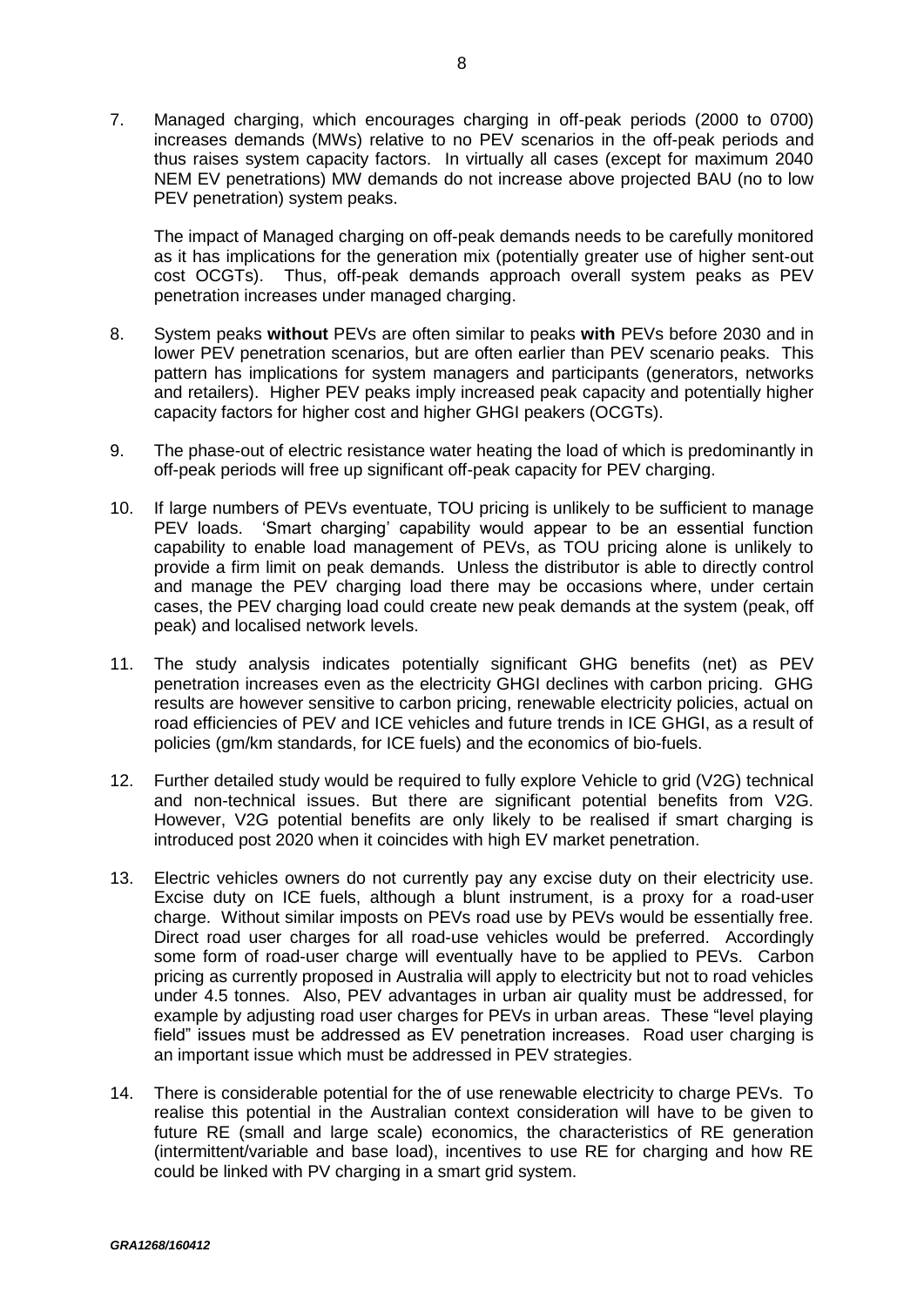7. Managed charging, which encourages charging in off-peak periods (2000 to 0700) increases demands (MWs) relative to no PEV scenarios in the off-peak periods and thus raises system capacity factors. In virtually all cases (except for maximum 2040 NEM EV penetrations) MW demands do not increase above projected BAU (no to low PEV penetration) system peaks.

   The impact of Managed charging on off-peak demands needs to be carefully monitored as it has implications for the generation mix (potentially greater use of higher sent-out cost OCGTs). Thus, off-peak demands approach overall system peaks as PEV penetration increases under managed charging.

8. System peaks **without** PEVs are often similar to peaks **with** PEVs before 2030 and in lower PEV penetration scenarios, but are often earlier than PEV scenario peaks. This pattern has implications for system managers and participants (generators, networks and retailers). Higher PEV peaks imply increased peak capacity and potentially higher capacity factors for higher cost and higher GHGI peakers (OCGTs).

9. The phase-out of electric resistance water heating the load of which is predominantly in off-peak periods will free up significant off-peak capacity for PEV charging.

10. If large numbers of PEVs eventuate, TOU pricing is unlikely to be sufficient to manage PEV loads. 'Smart charging' capability would appear to be an essential function capability to enable load management of PEVs, as TOU pricing alone is unlikely to provide a firm limit on peak demands. Unless the distributor is able to directly control and manage the PEV charging load there may be occasions where, under certain cases, the PEV charging load could create new peak demands at the system (peak, off peak) and localised network levels.

11. The study analysis indicates potentially significant GHG benefits (net) as PEV penetration increases even as the electricity GHGI declines with carbon pricing. GHG results are however sensitive to carbon pricing, renewable electricity policies, actual on road efficiencies of PEV and ICE vehicles and future trends in ICE GHGI, as a result of policies (gm/km standards, for ICE fuels) and the economics of bio-fuels.

12. Further detailed study would be required to fully explore Vehicle to grid (V2G) technical and non-technical issues. But there are significant potential benefits from V2G. However, V2G potential benefits are only likely to be realised if smart charging is introduced post 2020 when it coincides with high EV market penetration.

13. Electric vehicles owners do not currently pay any excise duty on their electricity use. Excise duty on ICE fuels, although a blunt instrument, is a proxy for a road-user charge. Without similar imposts on PEVs road use by PEVs would be essentially free. Direct road user charges for all road-use vehicles would be preferred. Accordingly some form of road-user charge will eventually have to be applied to PEVs. Carbon pricing as currently proposed in Australia will apply to electricity but not to road vehicles under 4.5 tonnes. Also, PEV advantages in urban air quality must be addressed, for example by adjusting road user charges for PEVs in urban areas. These "level playing field" issues must be addressed as EV penetration increases. Road user charging is an important issue which must be addressed in PEV strategies.

14. There is considerable potential for the of use renewable electricity to charge PEVs. To realise this potential in the Australian context consideration will have to be given to future RE (small and large scale) economics, the characteristics of RE generation (intermittent/variable and base load), incentives to use RE for charging and how RE could be linked with PV charging in a smart grid system.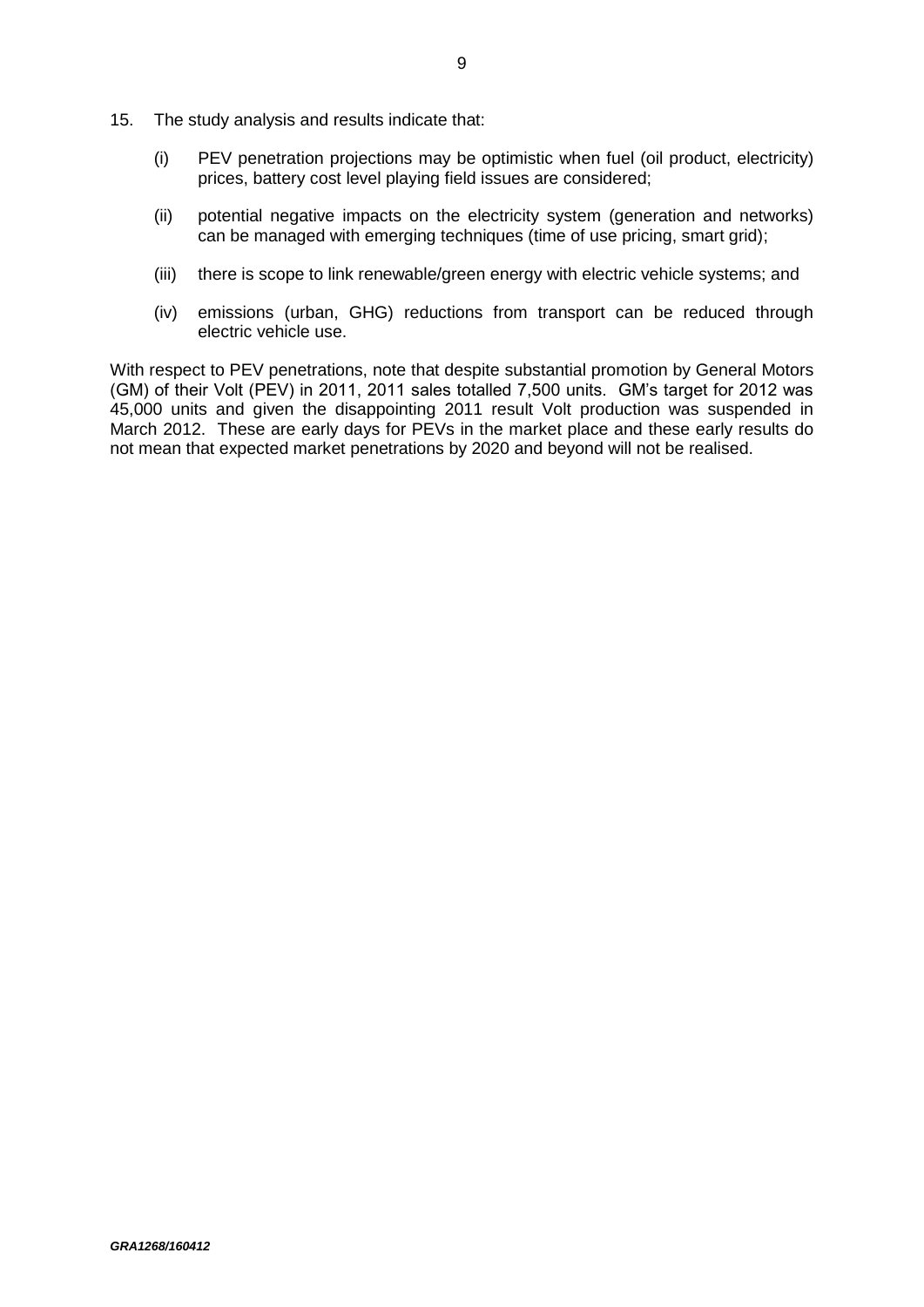15. The study analysis and results indicate that:

   (i) PEV penetration projections may be optimistic when fuel (oil product, electricity) prices, battery cost level playing field issues are considered;

   (ii) potential negative impacts on the electricity system (generation and networks) can be managed with emerging techniques (time of use pricing, smart grid);

   (iii) there is scope to link renewable/green energy with electric vehicle systems; and

   (iv) emissions (urban, GHG) reductions from transport can be reduced through electric vehicle use.

With respect to PEV penetrations, note that despite substantial promotion by General Motors (GM) of their Volt (PEV) in 2011, 2011 sales totalled 7,500 units. GM's target for 2012 was 45,000 units and given the disappointing 2011 result Volt production was suspended in March 2012. These are early days for PEVs in the market place and these early results do not mean that expected market penetrations by 2020 and beyond will not be realised.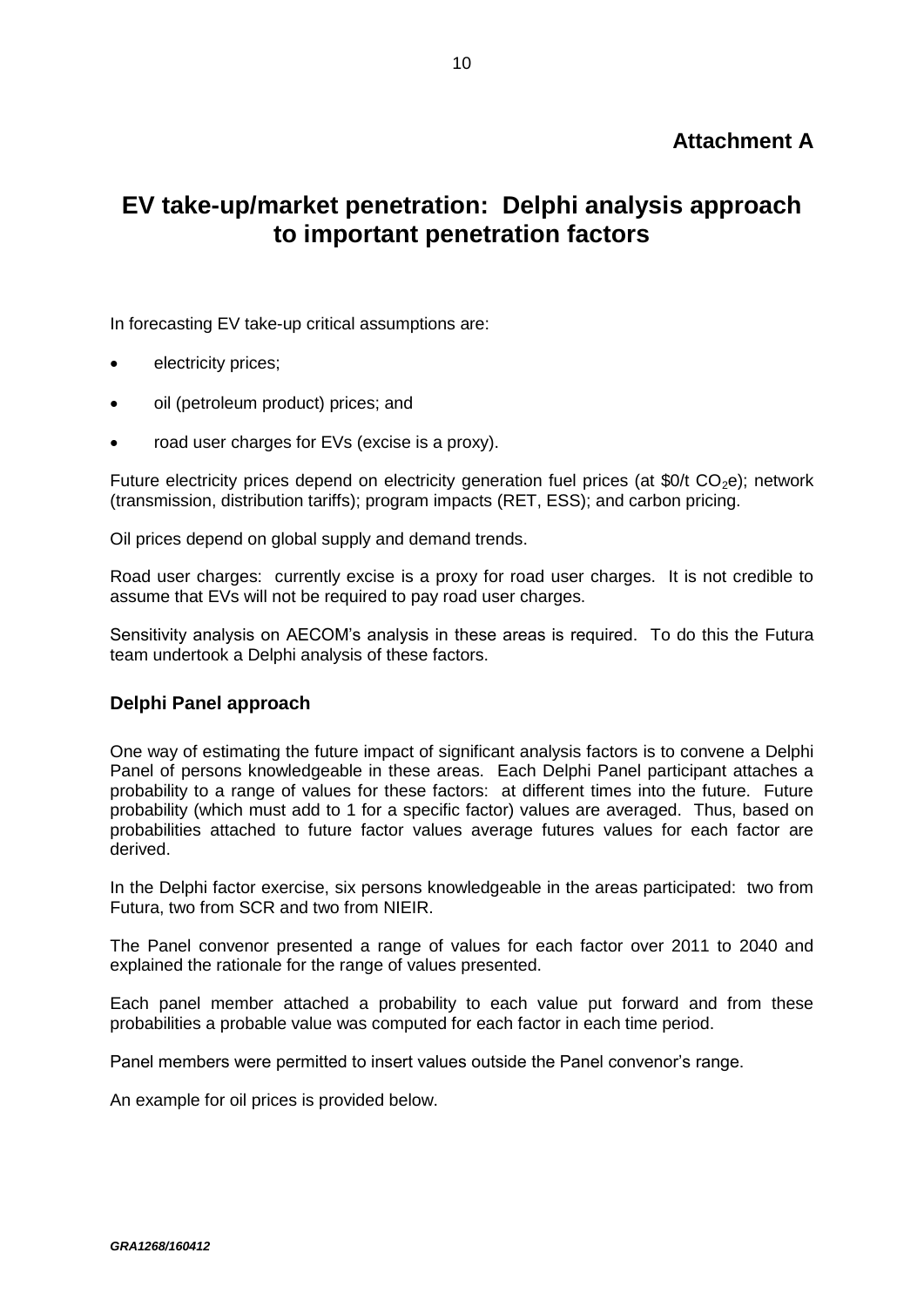**Attachment A**

# EV take-up/market penetration: Delphi analysis approach to important penetration factors

In forecasting EV take-up critical assumptions are:

- electricity prices;
- oil (petroleum product) prices; and
- road user charges for EVs (excise is a proxy).

Future electricity prices depend on electricity generation fuel prices (at \$0/t $CO_2e$); network (transmission, distribution tariffs); program impacts (RET, ESS); and carbon pricing.

Oil prices depend on global supply and demand trends.

Road user charges: currently excise is a proxy for road user charges. It is not credible to assume that EVs will not be required to pay road user charges.

Sensitivity analysis on AECOM's analysis in these areas is required. To do this the Futura team undertook a Delphi analysis of these factors.

### Delphi Panel approach

One way of estimating the future impact of significant analysis factors is to convene a Delphi Panel of persons knowledgeable in these areas. Each Delphi Panel participant attaches a probability to a range of values for these factors: at different times into the future. Future probability (which must add to 1 for a specific factor) values are averaged. Thus, based on probabilities attached to future factor values average futures values for each factor are derived.

In the Delphi factor exercise, six persons knowledgeable in the areas participated: two from Futura, two from SCR and two from NIEIR.

The Panel convenor presented a range of values for each factor over 2011 to 2040 and explained the rationale for the range of values presented.

Each panel member attached a probability to each value put forward and from these probabilities a probable value was computed for each factor in each time period.

Panel members were permitted to insert values outside the Panel convenor's range.

An example for oil prices is provided below.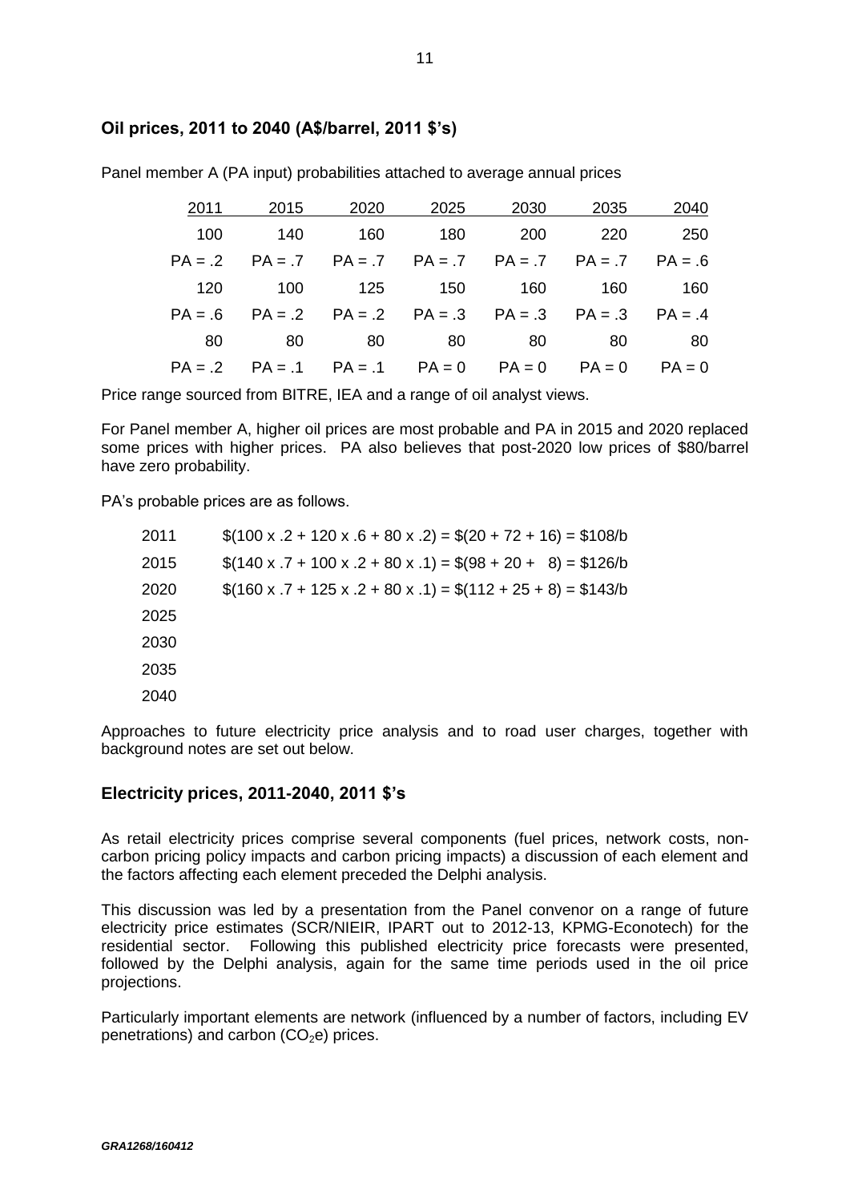### Oil prices, 2011 to 2040 (A$/barrel, 2011 $'s)

Panel member A (PA input) probabilities attached to average annual prices

| 2011 | 2015 | 2020 | 2025 | 2030 | 2035 | 2040 |
|---|---|---|---|---|---|---|
| 100 | 140 | 160 | 180 | 200 | 220 | 250 |
| PA = .2 | PA = .7 | PA = .7 | PA = .7 | PA = .7 | PA = .7 | PA = .6 |
| 120 | 100 | 125 | 150 | 160 | 160 | 160 |
| PA = .6 | PA = .2 | PA = .2 | PA = .3 | PA = .3 | PA = .3 | PA = .4 |
| 80 | 80 | 80 | 80 | 80 | 80 | 80 |
| PA = .2 | PA = .1 | PA = .1 | PA = 0 | PA = 0 | PA = 0 | PA = 0 |

Price range sourced from BITRE, IEA and a range of oil analyst views.

For Panel member A, higher oil prices are most probable and PA in 2015 and 2020 replaced some prices with higher prices. PA also believes that post-2020 low prices of $80/barrel have zero probability.

PA's probable prices are as follows.

2011 $(100 x .2 + 120 x .6 + 80 x .2) = $(20 + 72 + 16) = $108/b

2015 $(140 x .7 + 100 x .2 + 80 x .1) = $(98 + 20 + 8) = $126/b

2020 $(160 x .7 + 125 x .2 + 80 x .1) = $(112 + 25 + 8) = $143/b

2025

2030

2035

2040

Approaches to future electricity price analysis and to road user charges, together with background notes are set out below.

### Electricity prices, 2011-2040, 2011 $'s

As retail electricity prices comprise several components (fuel prices, network costs, non-carbon pricing policy impacts and carbon pricing impacts) a discussion of each element and the factors affecting each element preceded the Delphi analysis.

This discussion was led by a presentation from the Panel convenor on a range of future electricity price estimates (SCR/NIEIR, IPART out to 2012-13, KPMG-Econotech) for the residential sector. Following this published electricity price forecasts were presented, followed by the Delphi analysis, again for the same time periods used in the oil price projections.

Particularly important elements are network (influenced by a number of factors, including EV penetrations) and carbon ($CO_2e$) prices.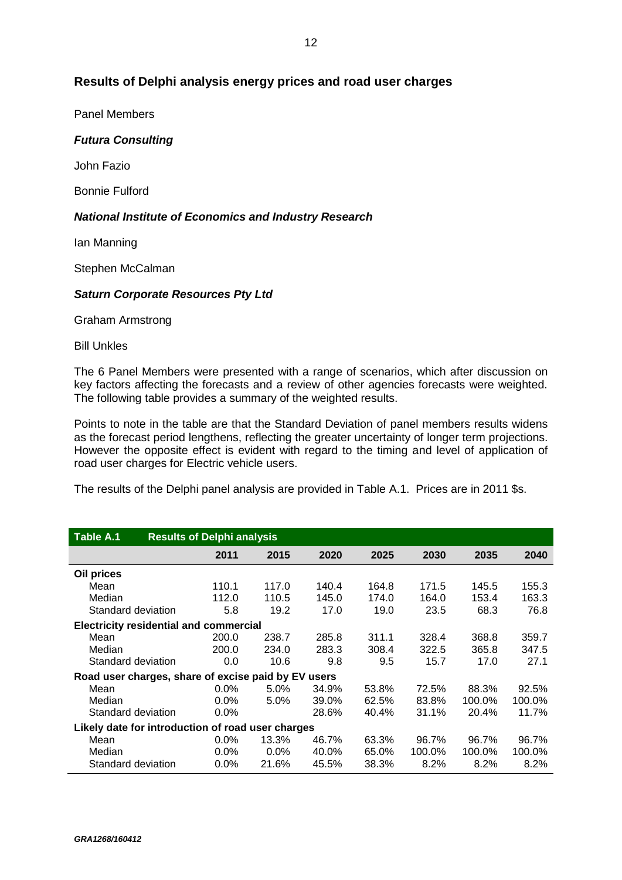## Results of Delphi analysis energy prices and road user charges

Panel Members

***Futura Consulting***

John Fazio

Bonnie Fulford

***National Institute of Economics and Industry Research***

Ian Manning

Stephen McCalman

***Saturn Corporate Resources Pty Ltd***

Graham Armstrong

Bill Unkles

The 6 Panel Members were presented with a range of scenarios, which after discussion on key factors affecting the forecasts and a review of other agencies forecasts were weighted. The following table provides a summary of the weighted results.

Points to note in the table are that the Standard Deviation of panel members results widens as the forecast period lengthens, reflecting the greater uncertainty of longer term projections. However the opposite effect is evident with regard to the timing and level of application of road user charges for Electric vehicle users.

The results of the Delphi panel analysis are provided in Table A.1. Prices are in 2011 $s.

**Table A.1 Results of Delphi analysis**

| | 2011 | 2015 | 2020 | 2025 | 2030 | 2035 | 2040 |
|---|---|---|---|---|---|---|---|
| **Oil prices** | | | | | | | |
| Mean | 110.1 | 117.0 | 140.4 | 164.8 | 171.5 | 145.5 | 155.3 |
| Median | 112.0 | 110.5 | 145.0 | 174.0 | 164.0 | 153.4 | 163.3 |
| Standard deviation | 5.8 | 19.2 | 17.0 | 19.0 | 23.5 | 68.3 | 76.8 |
| **Electricity residential and commercial** | | | | | | | |
| Mean | 200.0 | 238.7 | 285.8 | 311.1 | 328.4 | 368.8 | 359.7 |
| Median | 200.0 | 234.0 | 283.3 | 308.4 | 322.5 | 365.8 | 347.5 |
| Standard deviation | 0.0 | 10.6 | 9.8 | 9.5 | 15.7 | 17.0 | 27.1 |
| **Road user charges, share of excise paid by EV users** | | | | | | | |
| Mean | 0.0% | 5.0% | 34.9% | 53.8% | 72.5% | 88.3% | 92.5% |
| Median | 0.0% | 5.0% | 39.0% | 62.5% | 83.8% | 100.0% | 100.0% |
| Standard deviation | 0.0% | | 28.6% | 40.4% | 31.1% | 20.4% | 11.7% |
| **Likely date for introduction of road user charges** | | | | | | | |
| Mean | 0.0% | 13.3% | 46.7% | 63.3% | 96.7% | 96.7% | 96.7% |
| Median | 0.0% | 0.0% | 40.0% | 65.0% | 100.0% | 100.0% | 100.0% |
| Standard deviation | 0.0% | 21.6% | 45.5% | 38.3% | 8.2% | 8.2% | 8.2% |

*GRA1268/160412*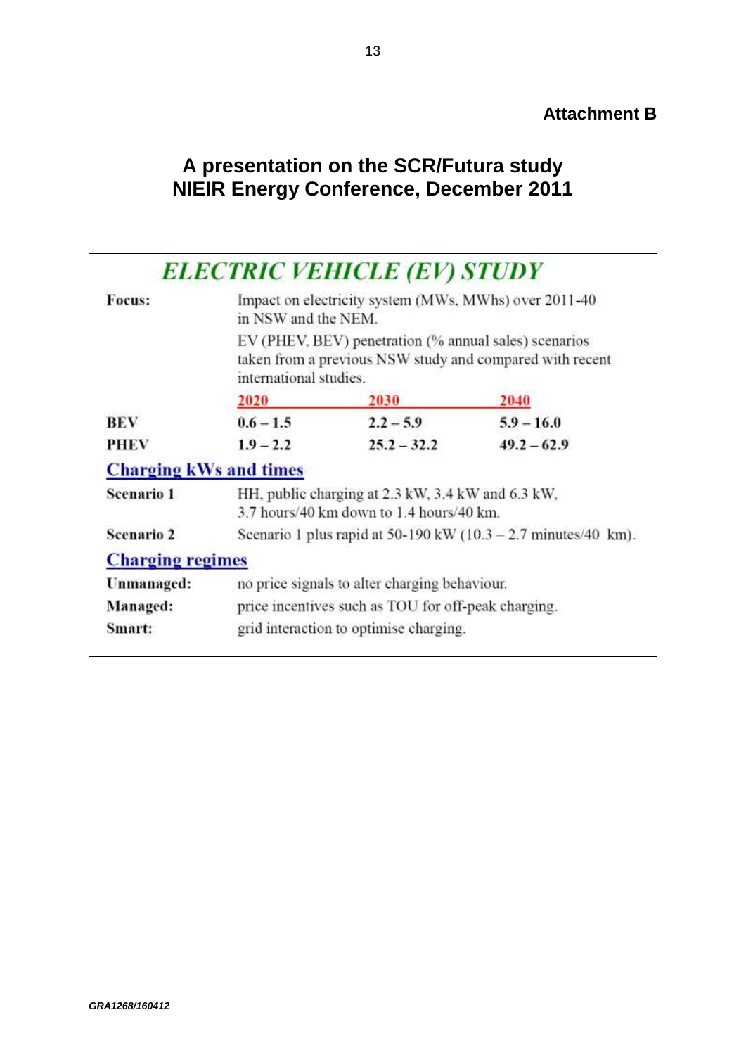**Attachment B**

## A presentation on the SCR/Futura study NIEIR Energy Conference, December 2011

### *ELECTRIC VEHICLE (EV) STUDY*

**Focus:** Impact on electricity system (MWs, MWhs) over 2011-40 in NSW and the NEM.

EV (PHEV, BEV) penetration (% annual sales) scenarios taken from a previous NSW study and compared with recent international studies.

| | 2020 | 2030 | 2040 |
|---|---|---|---|
| **BEV** | **0.6 – 1.5** | **2.2 – 5.9** | **5.9 – 16.0** |
| **PHEV** | **1.9 – 2.2** | **25.2 – 32.2** | **49.2 – 62.9** |

**Charging kWs and times**

**Scenario 1** HH, public charging at 2.3 kW, 3.4 kW and 6.3 kW, 3.7 hours/40 km down to 1.4 hours/40 km.

**Scenario 2** Scenario 1 plus rapid at 50-190 kW (10.3 – 2.7 minutes/40 km).

**Charging regimes**

**Unmanaged:** no price signals to alter charging behaviour.

**Managed:** price incentives such as TOU for off-peak charging.

**Smart:** grid interaction to optimise charging.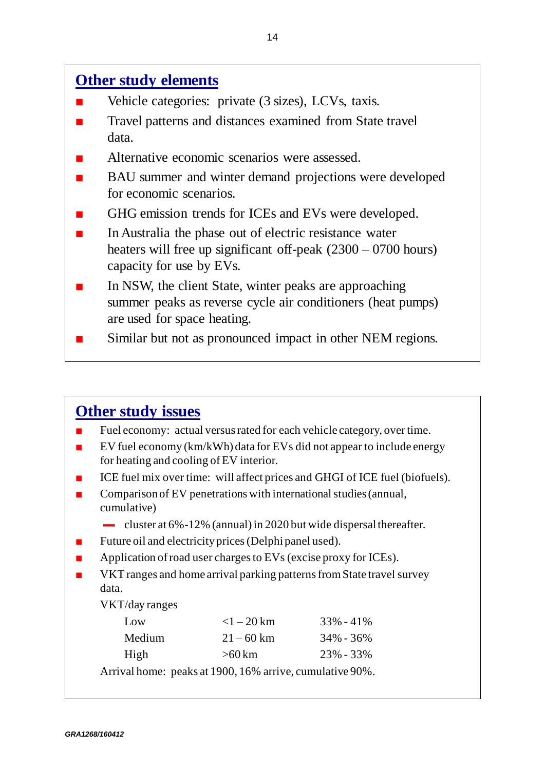## Other study elements

- Vehicle categories: private (3 sizes), LCVs, taxis.
- Travel patterns and distances examined from State travel data.
- Alternative economic scenarios were assessed.
- BAU summer and winter demand projections were developed for economic scenarios.
- GHG emission trends for ICEs and EVs were developed.
- In Australia the phase out of electric resistance water heaters will free up significant off-peak (2300 – 0700 hours) capacity for use by EVs.
- In NSW, the client State, winter peaks are approaching summer peaks as reverse cycle air conditioners (heat pumps) are used for space heating.
- Similar but not as pronounced impact in other NEM regions.

## Other study issues

- Fuel economy: actual versus rated for each vehicle category, over time.
- EV fuel economy (km/kWh) data for EVs did not appear to include energy for heating and cooling of EV interior.
- ICE fuel mix over time: will affect prices and GHGI of ICE fuel (biofuels).
- Comparison of EV penetrations with international studies (annual, cumulative)
  - cluster at 6%-12% (annual) in 2020 but wide dispersal thereafter.
- Future oil and electricity prices (Delphi panel used).
- Application of road user charges to EVs (excise proxy for ICEs).
- VKT ranges and home arrival parking patterns from State travel survey data.

  VKT/day ranges

  | | | |
  |---|---|---|
  | Low | <1 – 20 km | 33% - 41% |
  | Medium | 21 – 60 km | 34% - 36% |
  | High | >60 km | 23% - 33% |

  Arrival home: peaks at 1900, 16% arrive, cumulative 90%.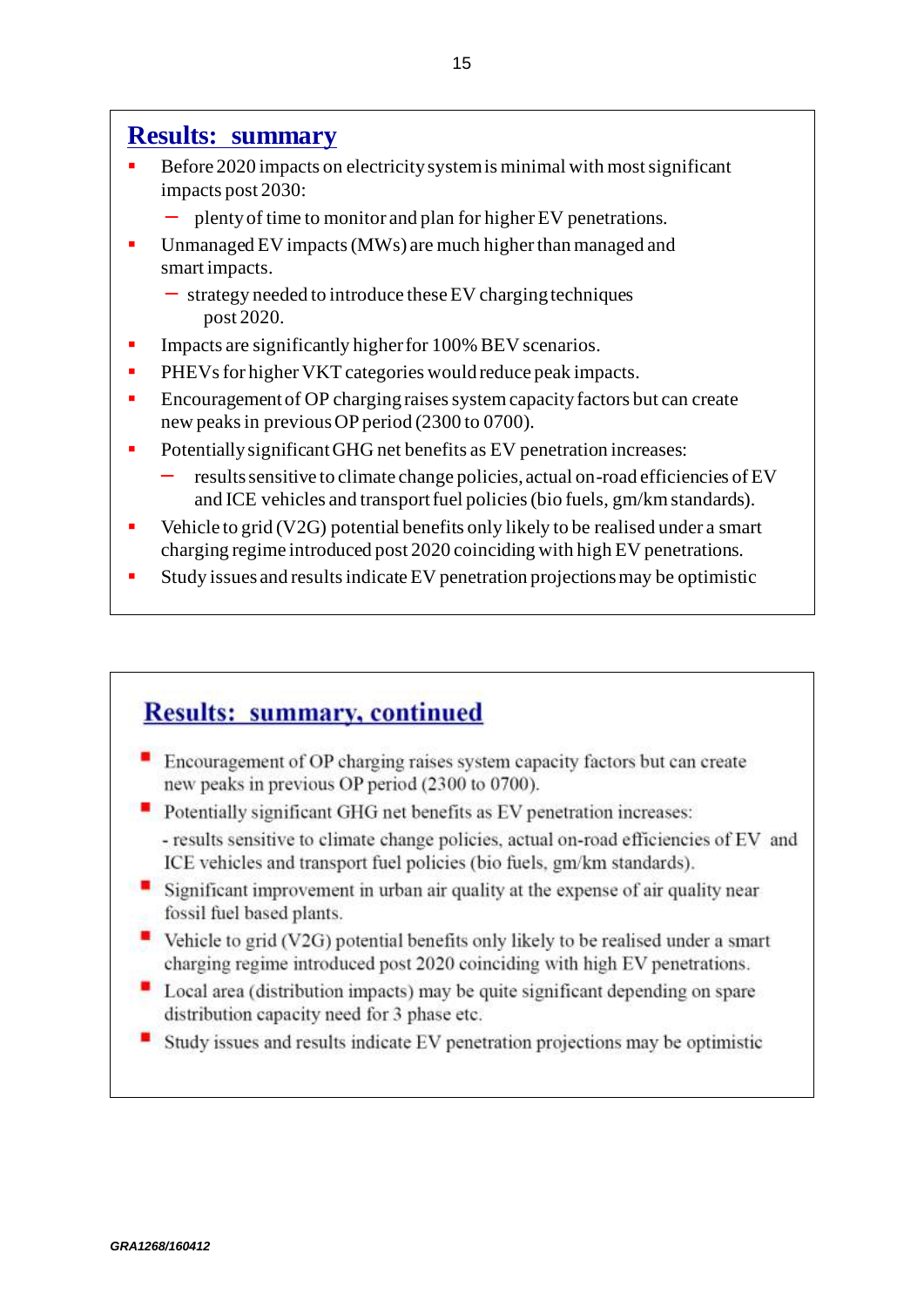## Results: summary

- Before 2020 impacts on electricity system is minimal with most significant impacts post 2030:
  - plenty of time to monitor and plan for higher EV penetrations.
- Unmanaged EV impacts (MWs) are much higher than managed and smart impacts.
  - strategy needed to introduce these EV charging techniques post 2020.
- Impacts are significantly higher for 100% BEV scenarios.
- PHEVs for higher VKT categories would reduce peak impacts.
- Encouragement of OP charging raises system capacity factors but can create new peaks in previous OP period (2300 to 0700).
- Potentially significant GHG net benefits as EV penetration increases:
  - results sensitive to climate change policies, actual on-road efficiencies of EV and ICE vehicles and transport fuel policies (bio fuels, gm/km standards).
- Vehicle to grid (V2G) potential benefits only likely to be realised under a smart charging regime introduced post 2020 coinciding with high EV penetrations.
- Study issues and results indicate EV penetration projections may be optimistic

## Results: summary, continued

- Encouragement of OP charging raises system capacity factors but can create new peaks in previous OP period (2300 to 0700).
- Potentially significant GHG net benefits as EV penetration increases:
  - results sensitive to climate change policies, actual on-road efficiencies of EV and ICE vehicles and transport fuel policies (bio fuels, gm/km standards).
- Significant improvement in urban air quality at the expense of air quality near fossil fuel based plants.
- Vehicle to grid (V2G) potential benefits only likely to be realised under a smart charging regime introduced post 2020 coinciding with high EV penetrations.
- Local area (distribution impacts) may be quite significant depending on spare distribution capacity need for 3 phase etc.
- Study issues and results indicate EV penetration projections may be optimistic

*GRA1268/160412*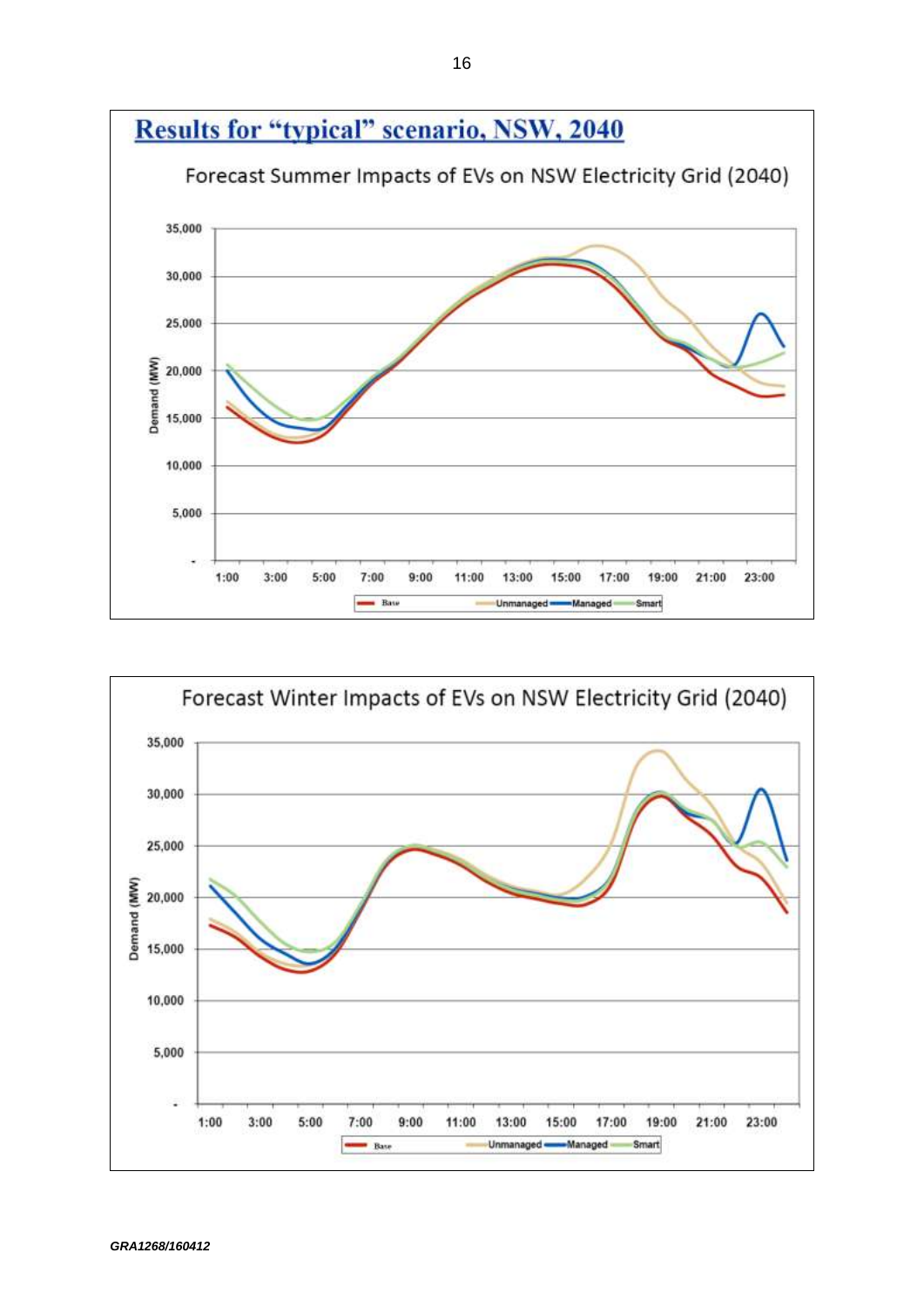## Results for "typical" scenario, NSW, 2040

Forecast Summer Impacts of EVs on NSW Electricity Grid (2040)

Demand (MW)

35,000
30,000
25,000
20,000
15,000
10,000
5,000
-

1:00 3:00 5:00 7:00 9:00 11:00 13:00 15:00 17:00 19:00 21:00 23:00

Base Unmanaged Managed Smart

Forecast Winter Impacts of EVs on NSW Electricity Grid (2040)

Demand (MW)

35,000
30,000
25,000
20,000
15,000
10,000
5,000
-

1:00 3:00 5:00 7:00 9:00 11:00 13:00 15:00 17:00 19:00 21:00 23:00

Base Unmanaged Managed Smart

*GRA1268/160412*